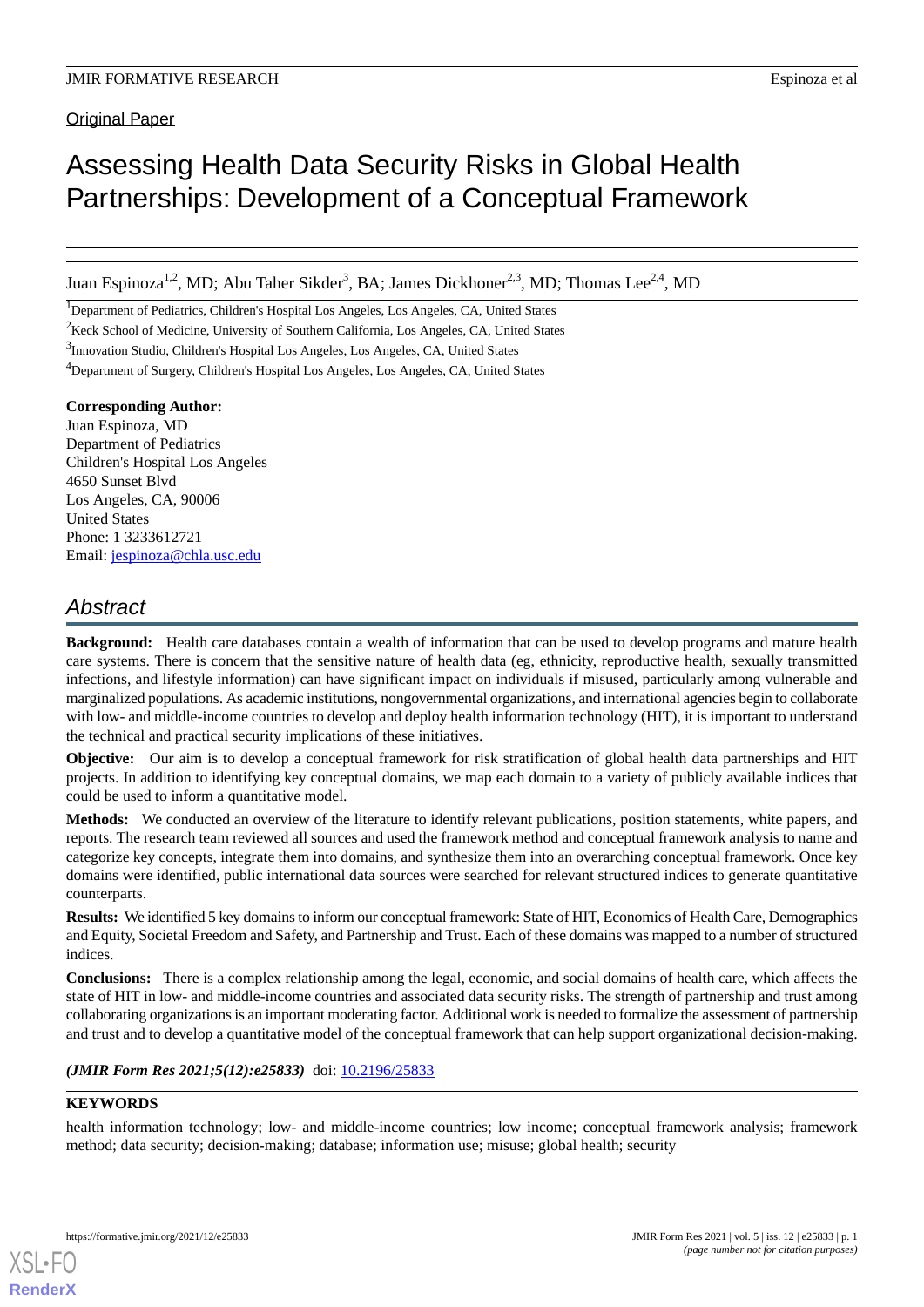Original Paper

# Assessing Health Data Security Risks in Global Health Partnerships: Development of a Conceptual Framework

Juan Espinoza[1,2], MD; Abu Taher Sikder[3], BA; James Dickhoner[2,3], MD; Thomas Lee[2,4], MD

[1]Department of Pediatrics, Children's Hospital Los Angeles, Los Angeles, CA, United States

[2]Keck School of Medicine, University of Southern California, Los Angeles, CA, United States

[3]Innovation Studio, Children's Hospital Los Angeles, Los Angeles, CA, United States

[4]Department of Surgery, Children's Hospital Los Angeles, Los Angeles, CA, United States

**Corresponding Author:**
Juan Espinoza, MD
Department of Pediatrics
Children's Hospital Los Angeles
4650 Sunset Blvd
Los Angeles, CA, 90006
United States
Phone: 1 3233612721
Email: jespinoza@chla.usc.edu

## Abstract

**Background:** Health care databases contain a wealth of information that can be used to develop programs and mature health care systems. There is concern that the sensitive nature of health data (eg, ethnicity, reproductive health, sexually transmitted infections, and lifestyle information) can have significant impact on individuals if misused, particularly among vulnerable and marginalized populations. As academic institutions, nongovernmental organizations, and international agencies begin to collaborate with low- and middle-income countries to develop and deploy health information technology (HIT), it is important to understand the technical and practical security implications of these initiatives.

**Objective:** Our aim is to develop a conceptual framework for risk stratification of global health data partnerships and HIT projects. In addition to identifying key conceptual domains, we map each domain to a variety of publicly available indices that could be used to inform a quantitative model.

**Methods:** We conducted an overview of the literature to identify relevant publications, position statements, white papers, and reports. The research team reviewed all sources and used the framework method and conceptual framework analysis to name and categorize key concepts, integrate them into domains, and synthesize them into an overarching conceptual framework. Once key domains were identified, public international data sources were searched for relevant structured indices to generate quantitative counterparts.

**Results:** We identified 5 key domains to inform our conceptual framework: State of HIT, Economics of Health Care, Demographics and Equity, Societal Freedom and Safety, and Partnership and Trust. Each of these domains was mapped to a number of structured indices.

**Conclusions:** There is a complex relationship among the legal, economic, and social domains of health care, which affects the state of HIT in low- and middle-income countries and associated data security risks. The strength of partnership and trust among collaborating organizations is an important moderating factor. Additional work is needed to formalize the assessment of partnership and trust and to develop a quantitative model of the conceptual framework that can help support organizational decision-making.

***(JMIR Form Res 2021;5(12):e25833)*** doi: 10.2196/25833

**KEYWORDS**

health information technology; low- and middle-income countries; low income; conceptual framework analysis; framework method; data security; decision-making; database; information use; misuse; global health; security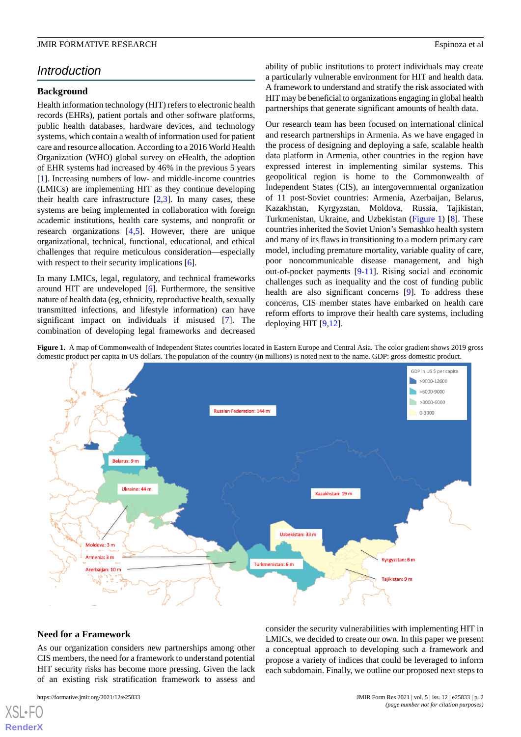## Introduction

### Background

Health information technology (HIT) refers to electronic health records (EHRs), patient portals and other software platforms, public health databases, hardware devices, and technology systems, which contain a wealth of information used for patient care and resource allocation. According to a 2016 World Health Organization (WHO) global survey on eHealth, the adoption of EHR systems had increased by 46% in the previous 5 years [1]. Increasing numbers of low- and middle-income countries (LMICs) are implementing HIT as they continue developing their health care infrastructure [2,3]. In many cases, these systems are being implemented in collaboration with foreign academic institutions, health care systems, and nonprofit or research organizations [4,5]. However, there are unique organizational, technical, functional, educational, and ethical challenges that require meticulous consideration—especially with respect to their security implications [6].

In many LMICs, legal, regulatory, and technical frameworks around HIT are undeveloped [6]. Furthermore, the sensitive nature of health data (eg, ethnicity, reproductive health, sexually transmitted infections, and lifestyle information) can have significant impact on individuals if misused [7]. The combination of developing legal frameworks and decreased ability of public institutions to protect individuals may create a particularly vulnerable environment for HIT and health data. A framework to understand and stratify the risk associated with HIT may be beneficial to organizations engaging in global health partnerships that generate significant amounts of health data.

Our research team has been focused on international clinical and research partnerships in Armenia. As we have engaged in the process of designing and deploying a safe, scalable health data platform in Armenia, other countries in the region have expressed interest in implementing similar systems. This geopolitical region is home to the Commonwealth of Independent States (CIS), an intergovernmental organization of 11 post-Soviet countries: Armenia, Azerbaijan, Belarus, Kazakhstan, Kyrgyzstan, Moldova, Russia, Tajikistan, Turkmenistan, Ukraine, and Uzbekistan (Figure 1) [8]. These countries inherited the Soviet Union's Semashko health system and many of its flaws in transitioning to a modern primary care model, including premature mortality, variable quality of care, poor noncommunicable disease management, and high out-of-pocket payments [9-11]. Rising social and economic challenges such as inequality and the cost of funding public health are also significant concerns [9]. To address these concerns, CIS member states have embarked on health care reform efforts to improve their health care systems, including deploying HIT [9,12].

**Figure 1.** A map of Commonwealth of Independent States countries located in Eastern Europe and Central Asia. The color gradient shows 2019 gross domestic product per capita in US dollars. The population of the country (in millions) is noted next to the name. GDP: gross domestic product.

### Need for a Framework

As our organization considers new partnerships among other CIS members, the need for a framework to understand potential HIT security risks has become more pressing. Given the lack of an existing risk stratification framework to assess and consider the security vulnerabilities with implementing HIT in LMICs, we decided to create our own. In this paper we present a conceptual approach to developing such a framework and propose a variety of indices that could be leveraged to inform each subdomain. Finally, we outline our proposed next steps to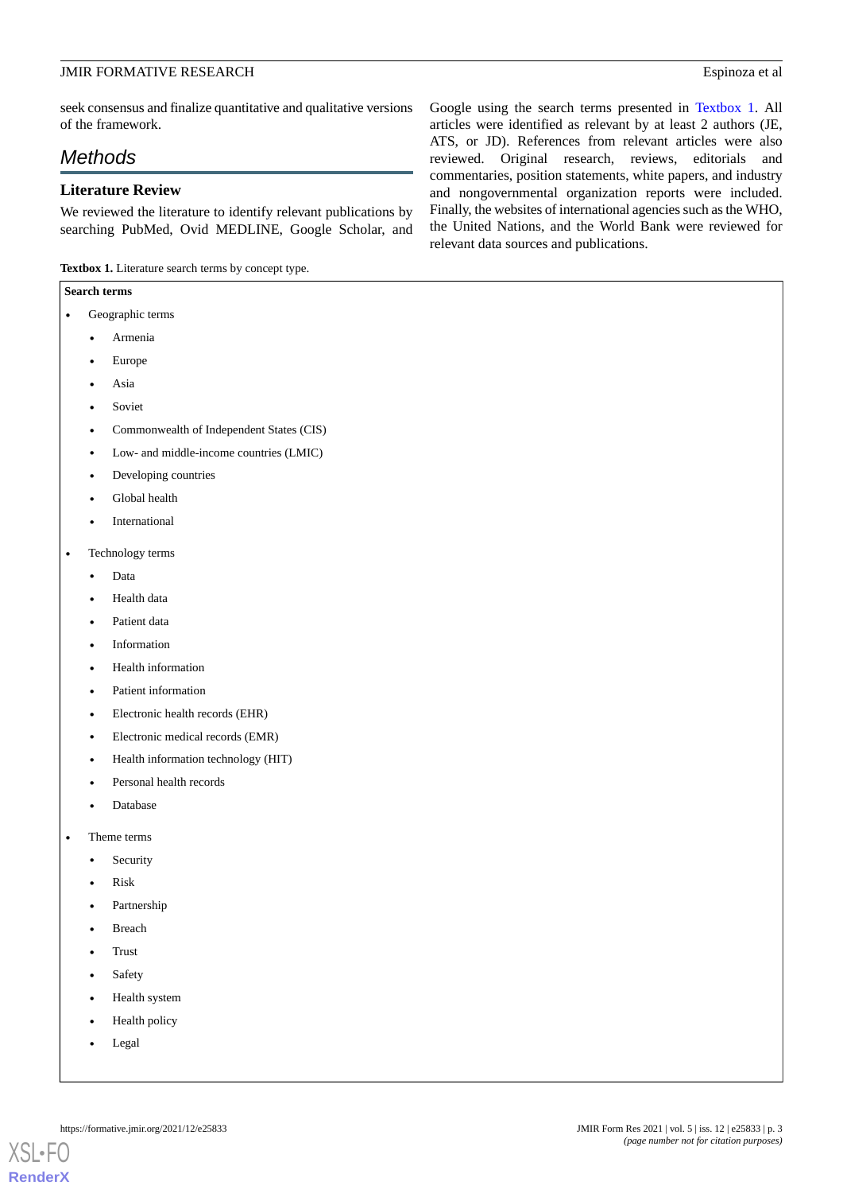seek consensus and finalize quantitative and qualitative versions of the framework.

## Methods

### Literature Review

We reviewed the literature to identify relevant publications by searching PubMed, Ovid MEDLINE, Google Scholar, and Google using the search terms presented in Textbox 1. All articles were identified as relevant by at least 2 authors (JE, ATS, or JD). References from relevant articles were also reviewed. Original research, reviews, editorials and commentaries, position statements, white papers, and industry and nongovernmental organization reports were included. Finally, the websites of international agencies such as the WHO, the United Nations, and the World Bank were reviewed for relevant data sources and publications.

**Textbox 1.** Literature search terms by concept type.

**Search terms**

- Geographic terms
  - Armenia
  - Europe
  - Asia
  - Soviet
  - Commonwealth of Independent States (CIS)
  - Low- and middle-income countries (LMIC)
  - Developing countries
  - Global health
  - International
- Technology terms
  - Data
  - Health data
  - Patient data
  - Information
  - Health information
  - Patient information
  - Electronic health records (EHR)
  - Electronic medical records (EMR)
  - Health information technology (HIT)
  - Personal health records
  - Database
- Theme terms
  - Security
  - Risk
  - Partnership
  - Breach
  - Trust
  - Safety
  - Health system
  - Health policy
  - Legal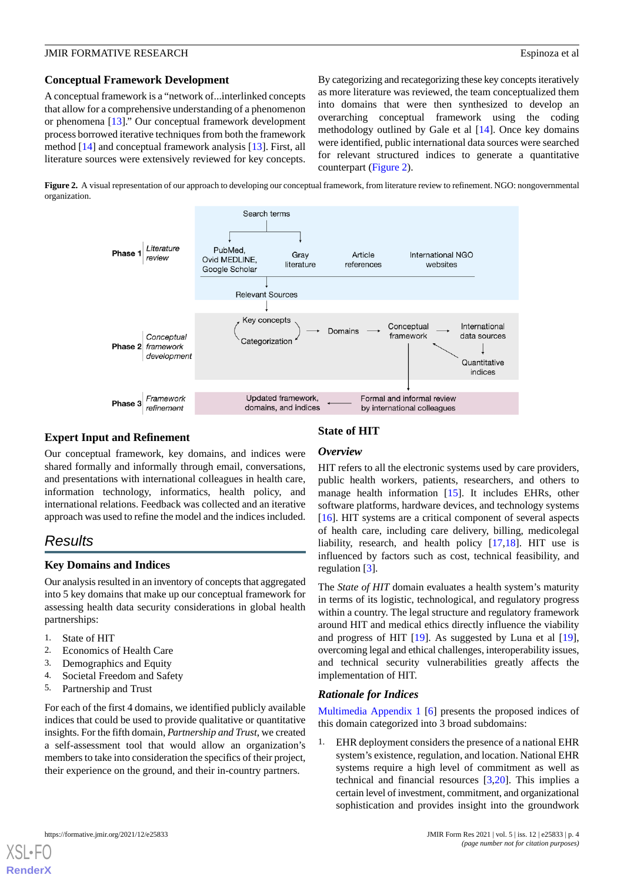### Conceptual Framework Development

A conceptual framework is a "network of...interlinked concepts that allow for a comprehensive understanding of a phenomenon or phenomena [13]." Our conceptual framework development process borrowed iterative techniques from both the framework method [14] and conceptual framework analysis [13]. First, all literature sources were extensively reviewed for key concepts. By categorizing and recategorizing these key concepts iteratively as more literature was reviewed, the team conceptualized them into domains that were then synthesized to develop an overarching conceptual framework using the coding methodology outlined by Gale et al [14]. Once key domains were identified, public international data sources were searched for relevant structured indices to generate a quantitative counterpart (Figure 2).

**Figure 2.** A visual representation of our approach to developing our conceptual framework, from literature review to refinement. NGO: nongovernmental organization.

Phase 1 *Literature review*: Search terms → PubMed, Ovid MEDLINE, Google Scholar; Gray literature; Article references; International NGO websites → Relevant Sources

Phase 2 *Conceptual framework development*: Key concepts ⇄ Categorization → Domains → Conceptual framework → International data sources → Quantitative indices

Phase 3 *Framework refinement*: Formal and informal review by international colleagues → Updated framework, domains, and indices

### Expert Input and Refinement

Our conceptual framework, key domains, and indices were shared formally and informally through email, conversations, and presentations with international colleagues in health care, information technology, informatics, health policy, and international relations. Feedback was collected and an iterative approach was used to refine the model and the indices included.

## Results

### Key Domains and Indices

Our analysis resulted in an inventory of concepts that aggregated into 5 key domains that make up our conceptual framework for assessing health data security considerations in global health partnerships:

1. State of HIT
2. Economics of Health Care
3. Demographics and Equity
4. Societal Freedom and Safety
5. Partnership and Trust

For each of the first 4 domains, we identified publicly available indices that could be used to provide qualitative or quantitative insights. For the fifth domain, *Partnership and Trust*, we created a self-assessment tool that would allow an organization's members to take into consideration the specifics of their project, their experience on the ground, and their in-country partners.

### State of HIT

#### Overview

HIT refers to all the electronic systems used by care providers, public health workers, patients, researchers, and others to manage health information [15]. It includes EHRs, other software platforms, hardware devices, and technology systems [16]. HIT systems are a critical component of several aspects of health care, including care delivery, billing, medicolegal liability, research, and health policy [17,18]. HIT use is influenced by factors such as cost, technical feasibility, and regulation [3].

The *State of HIT* domain evaluates a health system's maturity in terms of its logistic, technological, and regulatory progress within a country. The legal structure and regulatory framework around HIT and medical ethics directly influence the viability and progress of HIT [19]. As suggested by Luna et al [19], overcoming legal and ethical challenges, interoperability issues, and technical security vulnerabilities greatly affects the implementation of HIT.

#### Rationale for Indices

Multimedia Appendix 1 [6] presents the proposed indices of this domain categorized into 3 broad subdomains:

1. EHR deployment considers the presence of a national EHR system's existence, regulation, and location. National EHR systems require a high level of commitment as well as technical and financial resources [3,20]. This implies a certain level of investment, commitment, and organizational sophistication and provides insight into the groundwork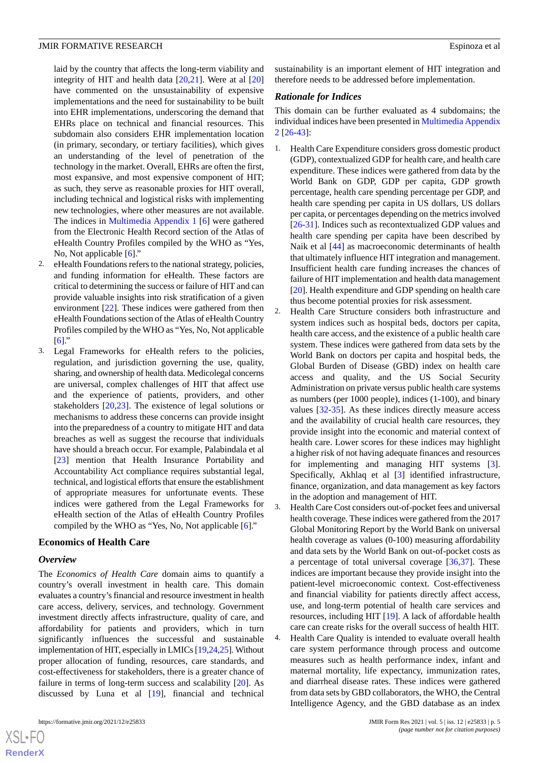laid by the country that affects the long-term viability and integrity of HIT and health data [20,21]. Were at al [20] have commented on the unsustainability of expensive implementations and the need for sustainability to be built into EHR implementations, underscoring the demand that EHRs place on technical and financial resources. This subdomain also considers EHR implementation location (in primary, secondary, or tertiary facilities), which gives an understanding of the level of penetration of the technology in the market. Overall, EHRs are often the first, most expansive, and most expensive component of HIT; as such, they serve as reasonable proxies for HIT overall, including technical and logistical risks with implementing new technologies, where other measures are not available. The indices in Multimedia Appendix 1 [6] were gathered from the Electronic Health Record section of the Atlas of eHealth Country Profiles compiled by the WHO as "Yes, No, Not applicable [6]."

2. eHealth Foundations refers to the national strategy, policies, and funding information for eHealth. These factors are critical to determining the success or failure of HIT and can provide valuable insights into risk stratification of a given environment [22]. These indices were gathered from then eHealth Foundations section of the Atlas of eHealth Country Profiles compiled by the WHO as "Yes, No, Not applicable [6]."
3. Legal Frameworks for eHealth refers to the policies, regulation, and jurisdiction governing the use, quality, sharing, and ownership of health data. Medicolegal concerns are universal, complex challenges of HIT that affect use and the experience of patients, providers, and other stakeholders [20,23]. The existence of legal solutions or mechanisms to address these concerns can provide insight into the preparedness of a country to mitigate HIT and data breaches as well as suggest the recourse that individuals have should a breach occur. For example, Palabindala et al [23] mention that Health Insurance Portability and Accountability Act compliance requires substantial legal, technical, and logistical efforts that ensure the establishment of appropriate measures for unfortunate events. These indices were gathered from the Legal Frameworks for eHealth section of the Atlas of eHealth Country Profiles compiled by the WHO as "Yes, No, Not applicable [6]."

## Economics of Health Care

### Overview

The *Economics of Health Care* domain aims to quantify a country's overall investment in health care. This domain evaluates a country's financial and resource investment in health care access, delivery, services, and technology. Government investment directly affects infrastructure, quality of care, and affordability for patients and providers, which in turn significantly influences the successful and sustainable implementation of HIT, especially in LMICs [19,24,25]. Without proper allocation of funding, resources, care standards, and cost-effectiveness for stakeholders, there is a greater chance of failure in terms of long-term success and scalability [20]. As discussed by Luna et al [19], financial and technical sustainability is an important element of HIT integration and therefore needs to be addressed before implementation.

### Rationale for Indices

This domain can be further evaluated as 4 subdomains; the individual indices have been presented in Multimedia Appendix 2 [26-43]:

1. Health Care Expenditure considers gross domestic product (GDP), contextualized GDP for health care, and health care expenditure. These indices were gathered from data by the World Bank on GDP, GDP per capita, GDP growth percentage, health care spending percentage per GDP, and health care spending per capita in US dollars, US dollars per capita, or percentages depending on the metrics involved [26-31]. Indices such as recontextualized GDP values and health care spending per capita have been described by Naik et al [44] as macroeconomic determinants of health that ultimately influence HIT integration and management. Insufficient health care funding increases the chances of failure of HIT implementation and health data management [20]. Health expenditure and GDP spending on health care thus become potential proxies for risk assessment.
2. Health Care Structure considers both infrastructure and system indices such as hospital beds, doctors per capita, health care access, and the existence of a public health care system. These indices were gathered from data sets by the World Bank on doctors per capita and hospital beds, the Global Burden of Disease (GBD) index on health care access and quality, and the US Social Security Administration on private versus public health care systems as numbers (per 1000 people), indices (1-100), and binary values [32-35]. As these indices directly measure access and the availability of crucial health care resources, they provide insight into the economic and material context of health care. Lower scores for these indices may highlight a higher risk of not having adequate finances and resources for implementing and managing HIT systems [3]. Specifically, Akhlaq et al [3] identified infrastructure, finance, organization, and data management as key factors in the adoption and management of HIT.
3. Health Care Cost considers out-of-pocket fees and universal health coverage. These indices were gathered from the 2017 Global Monitoring Report by the World Bank on universal health coverage as values (0-100) measuring affordability and data sets by the World Bank on out-of-pocket costs as a percentage of total universal coverage [36,37]. These indices are important because they provide insight into the patient-level microeconomic context. Cost-effectiveness and financial viability for patients directly affect access, use, and long-term potential of health care services and resources, including HIT [19]. A lack of affordable health care can create risks for the overall success of health HIT.
4. Health Care Quality is intended to evaluate overall health care system performance through process and outcome measures such as health performance index, infant and maternal mortality, life expectancy, immunization rates, and diarrheal disease rates. These indices were gathered from data sets by GBD collaborators, the WHO, the Central Intelligence Agency, and the GBD database as an index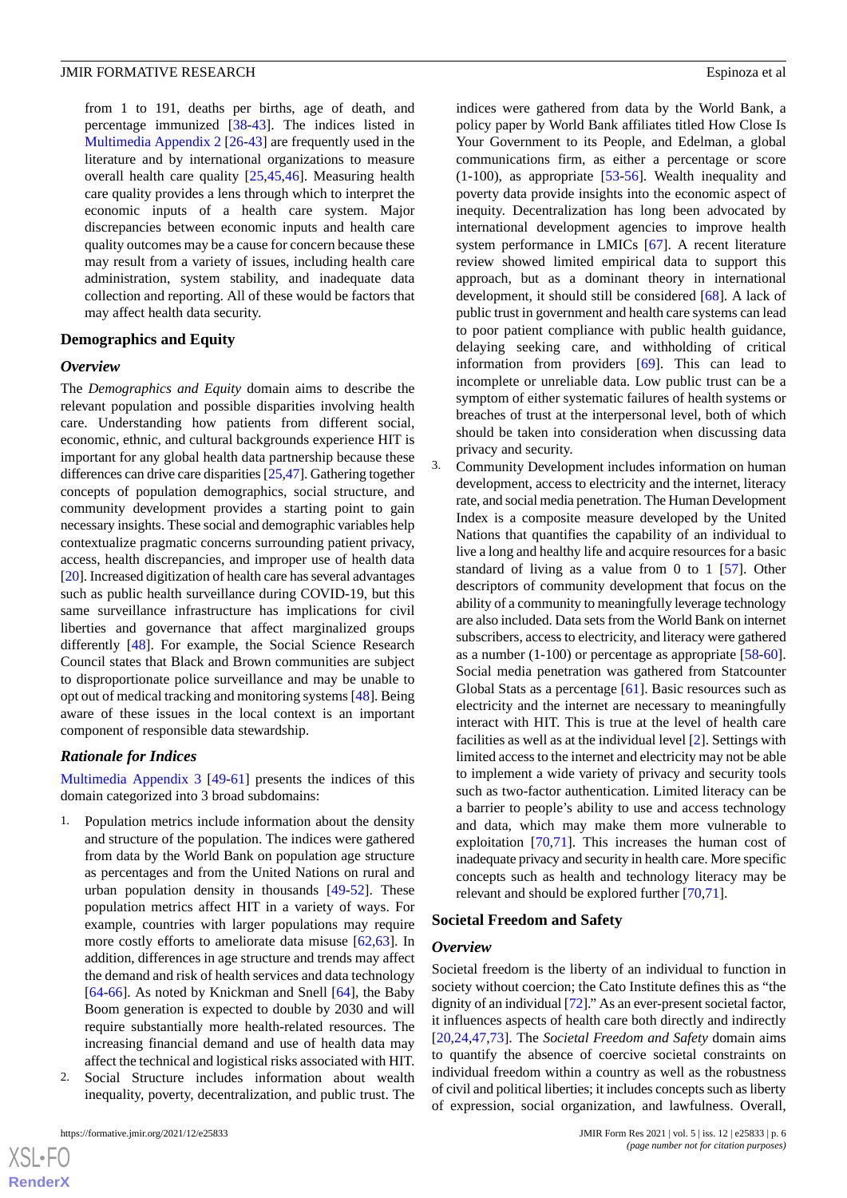from 1 to 191, deaths per births, age of death, and percentage immunized [38-43]. The indices listed in Multimedia Appendix 2 [26-43] are frequently used in the literature and by international organizations to measure overall health care quality [25,45,46]. Measuring health care quality provides a lens through which to interpret the economic inputs of a health care system. Major discrepancies between economic inputs and health care quality outcomes may be a cause for concern because these may result from a variety of issues, including health care administration, system stability, and inadequate data collection and reporting. All of these would be factors that may affect health data security.

## Demographics and Equity

### Overview

The *Demographics and Equity* domain aims to describe the relevant population and possible disparities involving health care. Understanding how patients from different social, economic, ethnic, and cultural backgrounds experience HIT is important for any global health data partnership because these differences can drive care disparities [25,47]. Gathering together concepts of population demographics, social structure, and community development provides a starting point to gain necessary insights. These social and demographic variables help contextualize pragmatic concerns surrounding patient privacy, access, health discrepancies, and improper use of health data [20]. Increased digitization of health care has several advantages such as public health surveillance during COVID-19, but this same surveillance infrastructure has implications for civil liberties and governance that affect marginalized groups differently [48]. For example, the Social Science Research Council states that Black and Brown communities are subject to disproportionate police surveillance and may be unable to opt out of medical tracking and monitoring systems [48]. Being aware of these issues in the local context is an important component of responsible data stewardship.

### Rationale for Indices

Multimedia Appendix 3 [49-61] presents the indices of this domain categorized into 3 broad subdomains:

1. Population metrics include information about the density and structure of the population. The indices were gathered from data by the World Bank on population age structure as percentages and from the United Nations on rural and urban population density in thousands [49-52]. These population metrics affect HIT in a variety of ways. For example, countries with larger populations may require more costly efforts to ameliorate data misuse [62,63]. In addition, differences in age structure and trends may affect the demand and risk of health services and data technology [64-66]. As noted by Knickman and Snell [64], the Baby Boom generation is expected to double by 2030 and will require substantially more health-related resources. The increasing financial demand and use of health data may affect the technical and logistical risks associated with HIT.
2. Social Structure includes information about wealth inequality, poverty, decentralization, and public trust. The indices were gathered from data by the World Bank, a policy paper by World Bank affiliates titled How Close Is Your Government to its People, and Edelman, a global communications firm, as either a percentage or score (1-100), as appropriate [53-56]. Wealth inequality and poverty data provide insights into the economic aspect of inequity. Decentralization has long been advocated by international development agencies to improve health system performance in LMICs [67]. A recent literature review showed limited empirical data to support this approach, but as a dominant theory in international development, it should still be considered [68]. A lack of public trust in government and health care systems can lead to poor patient compliance with public health guidance, delaying seeking care, and withholding of critical information from providers [69]. This can lead to incomplete or unreliable data. Low public trust can be a symptom of either systematic failures of health systems or breaches of trust at the interpersonal level, both of which should be taken into consideration when discussing data privacy and security.
3. Community Development includes information on human development, access to electricity and the internet, literacy rate, and social media penetration. The Human Development Index is a composite measure developed by the United Nations that quantifies the capability of an individual to live a long and healthy life and acquire resources for a basic standard of living as a value from 0 to 1 [57]. Other descriptors of community development that focus on the ability of a community to meaningfully leverage technology are also included. Data sets from the World Bank on internet subscribers, access to electricity, and literacy were gathered as a number (1-100) or percentage as appropriate [58-60]. Social media penetration was gathered from Statcounter Global Stats as a percentage [61]. Basic resources such as electricity and the internet are necessary to meaningfully interact with HIT. This is true at the level of health care facilities as well as at the individual level [2]. Settings with limited access to the internet and electricity may not be able to implement a wide variety of privacy and security tools such as two-factor authentication. Limited literacy can be a barrier to people's ability to use and access technology and data, which may make them more vulnerable to exploitation [70,71]. This increases the human cost of inadequate privacy and security in health care. More specific concepts such as health and technology literacy may be relevant and should be explored further [70,71].

## Societal Freedom and Safety

### Overview

Societal freedom is the liberty of an individual to function in society without coercion; the Cato Institute defines this as "the dignity of an individual [72]." As an ever-present societal factor, it influences aspects of health care both directly and indirectly [20,24,47,73]. The *Societal Freedom and Safety* domain aims to quantify the absence of coercive societal constraints on individual freedom within a country as well as the robustness of civil and political liberties; it includes concepts such as liberty of expression, social organization, and lawfulness. Overall,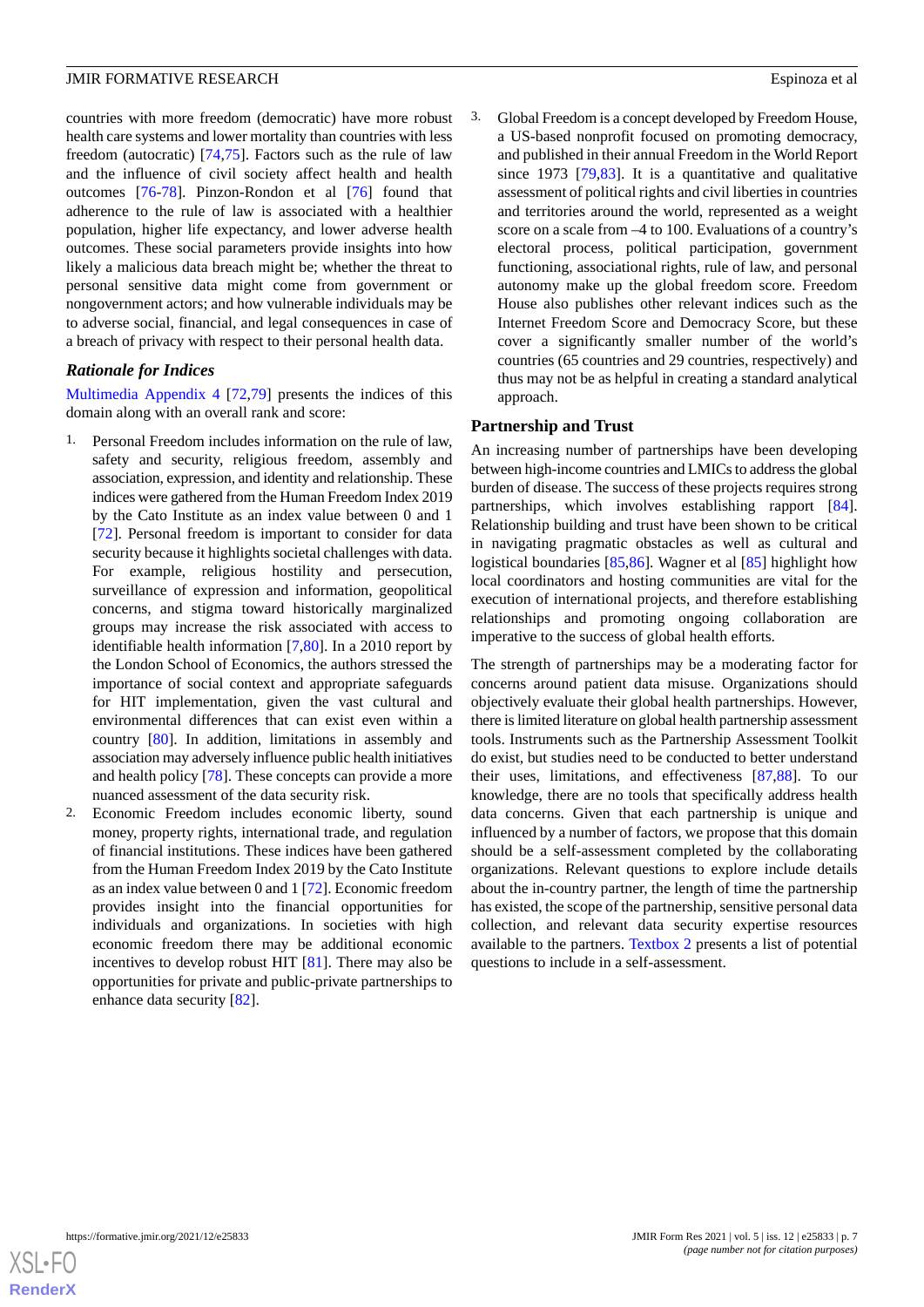countries with more freedom (democratic) have more robust health care systems and lower mortality than countries with less freedom (autocratic) [74,75]. Factors such as the rule of law and the influence of civil society affect health and health outcomes [76-78]. Pinzon-Rondon et al [76] found that adherence to the rule of law is associated with a healthier population, higher life expectancy, and lower adverse health outcomes. These social parameters provide insights into how likely a malicious data breach might be; whether the threat to personal sensitive data might come from government or nongovernment actors; and how vulnerable individuals may be to adverse social, financial, and legal consequences in case of a breach of privacy with respect to their personal health data.

### *Rationale for Indices*

Multimedia Appendix 4 [72,79] presents the indices of this domain along with an overall rank and score:

1. Personal Freedom includes information on the rule of law, safety and security, religious freedom, assembly and association, expression, and identity and relationship. These indices were gathered from the Human Freedom Index 2019 by the Cato Institute as an index value between 0 and 1 [72]. Personal freedom is important to consider for data security because it highlights societal challenges with data. For example, religious hostility and persecution, surveillance of expression and information, geopolitical concerns, and stigma toward historically marginalized groups may increase the risk associated with access to identifiable health information [7,80]. In a 2010 report by the London School of Economics, the authors stressed the importance of social context and appropriate safeguards for HIT implementation, given the vast cultural and environmental differences that can exist even within a country [80]. In addition, limitations in assembly and association may adversely influence public health initiatives and health policy [78]. These concepts can provide a more nuanced assessment of the data security risk.
2. Economic Freedom includes economic liberty, sound money, property rights, international trade, and regulation of financial institutions. These indices have been gathered from the Human Freedom Index 2019 by the Cato Institute as an index value between 0 and 1 [72]. Economic freedom provides insight into the financial opportunities for individuals and organizations. In societies with high economic freedom there may be additional economic incentives to develop robust HIT [81]. There may also be opportunities for private and public-private partnerships to enhance data security [82].
3. Global Freedom is a concept developed by Freedom House, a US-based nonprofit focused on promoting democracy, and published in their annual Freedom in the World Report since 1973 [79,83]. It is a quantitative and qualitative assessment of political rights and civil liberties in countries and territories around the world, represented as a weight score on a scale from –4 to 100. Evaluations of a country's electoral process, political participation, government functioning, associational rights, rule of law, and personal autonomy make up the global freedom score. Freedom House also publishes other relevant indices such as the Internet Freedom Score and Democracy Score, but these cover a significantly smaller number of the world's countries (65 countries and 29 countries, respectively) and thus may not be as helpful in creating a standard analytical approach.

## Partnership and Trust

An increasing number of partnerships have been developing between high-income countries and LMICs to address the global burden of disease. The success of these projects requires strong partnerships, which involves establishing rapport [84]. Relationship building and trust have been shown to be critical in navigating pragmatic obstacles as well as cultural and logistical boundaries [85,86]. Wagner et al [85] highlight how local coordinators and hosting communities are vital for the execution of international projects, and therefore establishing relationships and promoting ongoing collaboration are imperative to the success of global health efforts.

The strength of partnerships may be a moderating factor for concerns around patient data misuse. Organizations should objectively evaluate their global health partnerships. However, there is limited literature on global health partnership assessment tools. Instruments such as the Partnership Assessment Toolkit do exist, but studies need to be conducted to better understand their uses, limitations, and effectiveness [87,88]. To our knowledge, there are no tools that specifically address health data concerns. Given that each partnership is unique and influenced by a number of factors, we propose that this domain should be a self-assessment completed by the collaborating organizations. Relevant questions to explore include details about the in-country partner, the length of time the partnership has existed, the scope of the partnership, sensitive personal data collection, and relevant data security expertise resources available to the partners. Textbox 2 presents a list of potential questions to include in a self-assessment.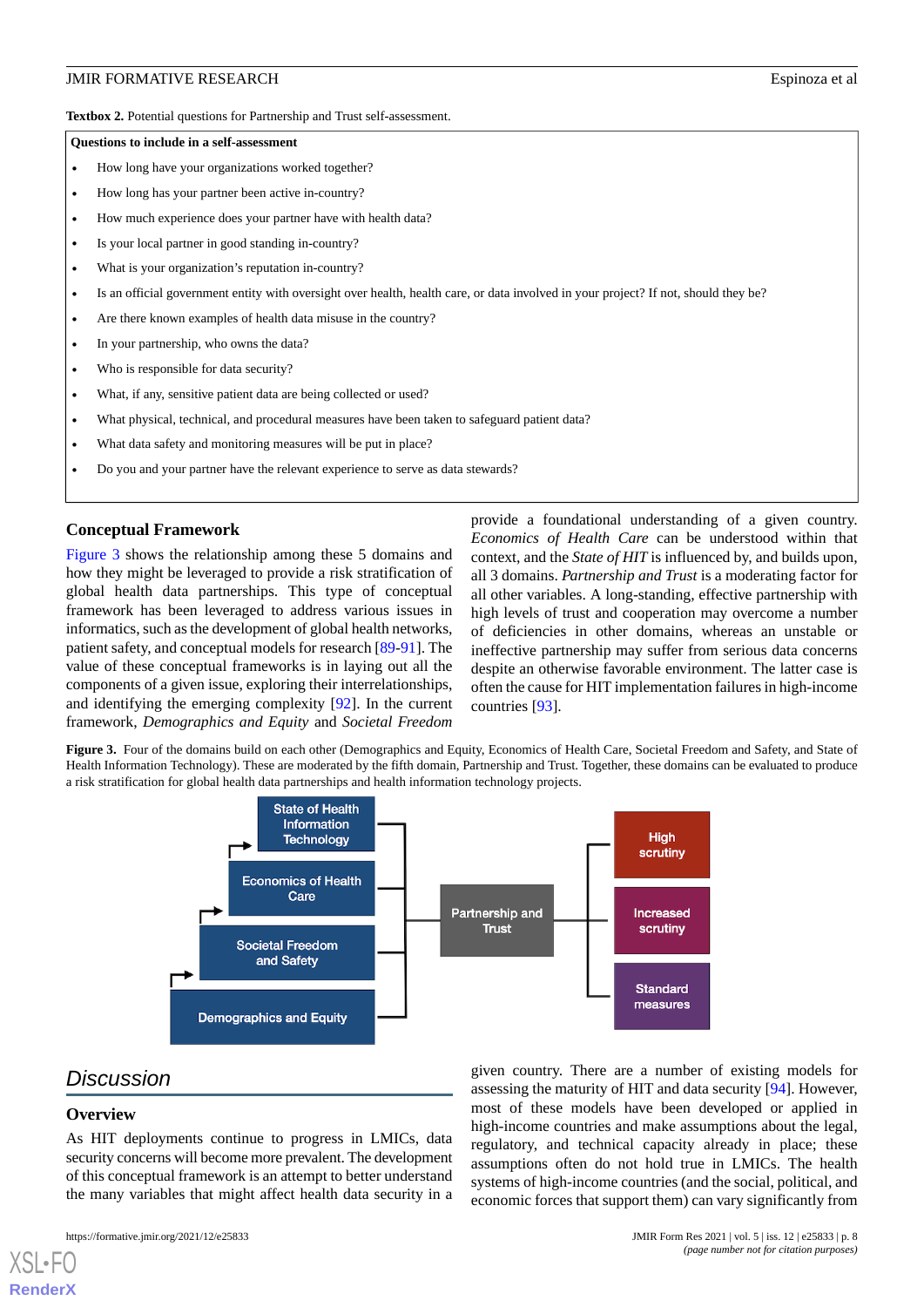**Textbox 2.** Potential questions for Partnership and Trust self-assessment.

**Questions to include in a self-assessment**

- How long have your organizations worked together?
- How long has your partner been active in-country?
- How much experience does your partner have with health data?
- Is your local partner in good standing in-country?
- What is your organization's reputation in-country?
- Is an official government entity with oversight over health, health care, or data involved in your project? If not, should they be?
- Are there known examples of health data misuse in the country?
- In your partnership, who owns the data?
- Who is responsible for data security?
- What, if any, sensitive patient data are being collected or used?
- What physical, technical, and procedural measures have been taken to safeguard patient data?
- What data safety and monitoring measures will be put in place?
- Do you and your partner have the relevant experience to serve as data stewards?

### Conceptual Framework

Figure 3 shows the relationship among these 5 domains and how they might be leveraged to provide a risk stratification of global health data partnerships. This type of conceptual framework has been leveraged to address various issues in informatics, such as the development of global health networks, patient safety, and conceptual models for research [89-91]. The value of these conceptual frameworks is in laying out all the components of a given issue, exploring their interrelationships, and identifying the emerging complexity [92]. In the current framework, *Demographics and Equity* and *Societal Freedom* provide a foundational understanding of a given country. *Economics of Health Care* can be understood within that context, and the *State of HIT* is influenced by, and builds upon, all 3 domains. *Partnership and Trust* is a moderating factor for all other variables. A long-standing, effective partnership with high levels of trust and cooperation may overcome a number of deficiencies in other domains, whereas an unstable or ineffective partnership may suffer from serious data concerns despite an otherwise favorable environment. The latter case is often the cause for HIT implementation failures in high-income countries [93].

**Figure 3.** Four of the domains build on each other (Demographics and Equity, Economics of Health Care, Societal Freedom and Safety, and State of Health Information Technology). These are moderated by the fifth domain, Partnership and Trust. Together, these domains can be evaluated to produce a risk stratification for global health data partnerships and health information technology projects.

## Discussion

### Overview

As HIT deployments continue to progress in LMICs, data security concerns will become more prevalent. The development of this conceptual framework is an attempt to better understand the many variables that might affect health data security in a given country. There are a number of existing models for assessing the maturity of HIT and data security [94]. However, most of these models have been developed or applied in high-income countries and make assumptions about the legal, regulatory, and technical capacity already in place; these assumptions often do not hold true in LMICs. The health systems of high-income countries (and the social, political, and economic forces that support them) can vary significantly from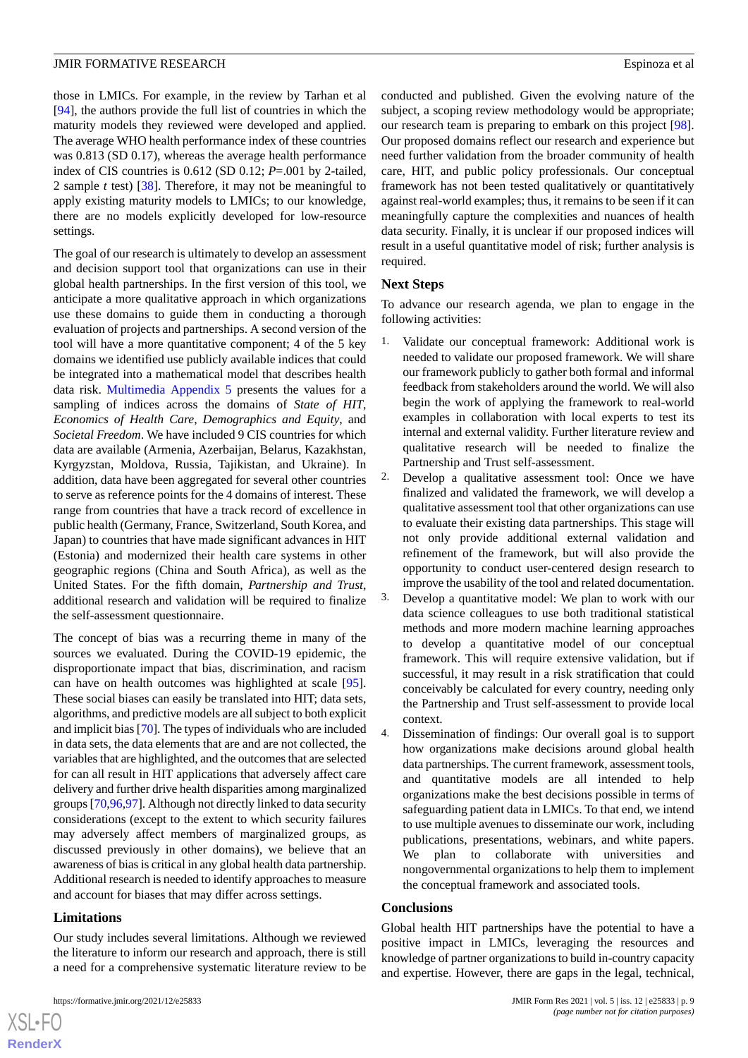those in LMICs. For example, in the review by Tarhan et al [94], the authors provide the full list of countries in which the maturity models they reviewed were developed and applied. The average WHO health performance index of these countries was 0.813 (SD 0.17), whereas the average health performance index of CIS countries is 0.612 (SD 0.12; *P*=.001 by 2-tailed, 2 sample *t* test) [38]. Therefore, it may not be meaningful to apply existing maturity models to LMICs; to our knowledge, there are no models explicitly developed for low-resource settings.

The goal of our research is ultimately to develop an assessment and decision support tool that organizations can use in their global health partnerships. In the first version of this tool, we anticipate a more qualitative approach in which organizations use these domains to guide them in conducting a thorough evaluation of projects and partnerships. A second version of the tool will have a more quantitative component; 4 of the 5 key domains we identified use publicly available indices that could be integrated into a mathematical model that describes health data risk. Multimedia Appendix 5 presents the values for a sampling of indices across the domains of *State of HIT*, *Economics of Health Care*, *Demographics and Equity*, and *Societal Freedom*. We have included 9 CIS countries for which data are available (Armenia, Azerbaijan, Belarus, Kazakhstan, Kyrgyzstan, Moldova, Russia, Tajikistan, and Ukraine). In addition, data have been aggregated for several other countries to serve as reference points for the 4 domains of interest. These range from countries that have a track record of excellence in public health (Germany, France, Switzerland, South Korea, and Japan) to countries that have made significant advances in HIT (Estonia) and modernized their health care systems in other geographic regions (China and South Africa), as well as the United States. For the fifth domain, *Partnership and Trust*, additional research and validation will be required to finalize the self-assessment questionnaire.

The concept of bias was a recurring theme in many of the sources we evaluated. During the COVID-19 epidemic, the disproportionate impact that bias, discrimination, and racism can have on health outcomes was highlighted at scale [95]. These social biases can easily be translated into HIT; data sets, algorithms, and predictive models are all subject to both explicit and implicit bias [70]. The types of individuals who are included in data sets, the data elements that are and are not collected, the variables that are highlighted, and the outcomes that are selected for can all result in HIT applications that adversely affect care delivery and further drive health disparities among marginalized groups [70,96,97]. Although not directly linked to data security considerations (except to the extent to which security failures may adversely affect members of marginalized groups, as discussed previously in other domains), we believe that an awareness of bias is critical in any global health data partnership. Additional research is needed to identify approaches to measure and account for biases that may differ across settings.

### Limitations

Our study includes several limitations. Although we reviewed the literature to inform our research and approach, there is still a need for a comprehensive systematic literature review to be conducted and published. Given the evolving nature of the subject, a scoping review methodology would be appropriate; our research team is preparing to embark on this project [98]. Our proposed domains reflect our research and experience but need further validation from the broader community of health care, HIT, and public policy professionals. Our conceptual framework has not been tested qualitatively or quantitatively against real-world examples; thus, it remains to be seen if it can meaningfully capture the complexities and nuances of health data security. Finally, it is unclear if our proposed indices will result in a useful quantitative model of risk; further analysis is required.

### Next Steps

To advance our research agenda, we plan to engage in the following activities:

1. Validate our conceptual framework: Additional work is needed to validate our proposed framework. We will share our framework publicly to gather both formal and informal feedback from stakeholders around the world. We will also begin the work of applying the framework to real-world examples in collaboration with local experts to test its internal and external validity. Further literature review and qualitative research will be needed to finalize the Partnership and Trust self-assessment.
2. Develop a qualitative assessment tool: Once we have finalized and validated the framework, we will develop a qualitative assessment tool that other organizations can use to evaluate their existing data partnerships. This stage will not only provide additional external validation and refinement of the framework, but will also provide the opportunity to conduct user-centered design research to improve the usability of the tool and related documentation.
3. Develop a quantitative model: We plan to work with our data science colleagues to use both traditional statistical methods and more modern machine learning approaches to develop a quantitative model of our conceptual framework. This will require extensive validation, but if successful, it may result in a risk stratification that could conceivably be calculated for every country, needing only the Partnership and Trust self-assessment to provide local context.
4. Dissemination of findings: Our overall goal is to support how organizations make decisions around global health data partnerships. The current framework, assessment tools, and quantitative models are all intended to help organizations make the best decisions possible in terms of safeguarding patient data in LMICs. To that end, we intend to use multiple avenues to disseminate our work, including publications, presentations, webinars, and white papers. We plan to collaborate with universities and nongovernmental organizations to help them to implement the conceptual framework and associated tools.

### Conclusions

Global health HIT partnerships have the potential to have a positive impact in LMICs, leveraging the resources and knowledge of partner organizations to build in-country capacity and expertise. However, there are gaps in the legal, technical,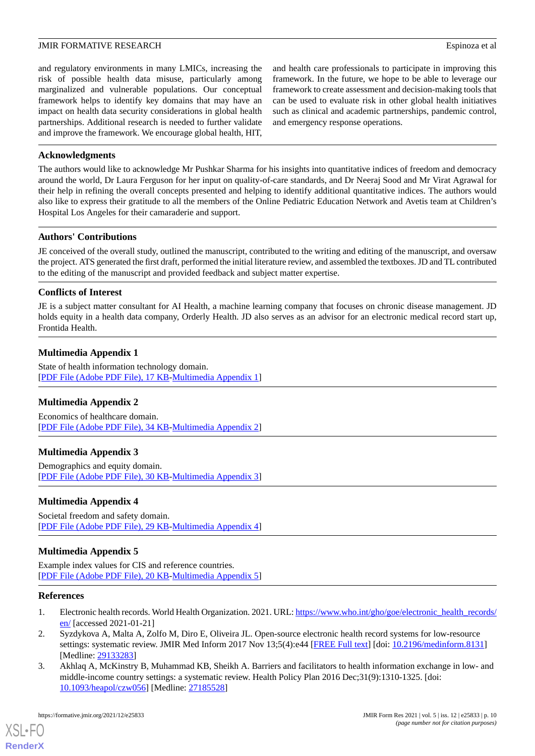and regulatory environments in many LMICs, increasing the risk of possible health data misuse, particularly among marginalized and vulnerable populations. Our conceptual framework helps to identify key domains that may have an impact on health data security considerations in global health partnerships. Additional research is needed to further validate and improve the framework. We encourage global health, HIT, and health care professionals to participate in improving this framework. In the future, we hope to be able to leverage our framework to create assessment and decision-making tools that can be used to evaluate risk in other global health initiatives such as clinical and academic partnerships, pandemic control, and emergency response operations.

## Acknowledgments

The authors would like to acknowledge Mr Pushkar Sharma for his insights into quantitative indices of freedom and democracy around the world, Dr Laura Ferguson for her input on quality-of-care standards, and Dr Neeraj Sood and Mr Virat Agrawal for their help in refining the overall concepts presented and helping to identify additional quantitative indices. The authors would also like to express their gratitude to all the members of the Online Pediatric Education Network and Avetis team at Children's Hospital Los Angeles for their camaraderie and support.

## Authors' Contributions

JE conceived of the overall study, outlined the manuscript, contributed to the writing and editing of the manuscript, and oversaw the project. ATS generated the first draft, performed the initial literature review, and assembled the textboxes. JD and TL contributed to the editing of the manuscript and provided feedback and subject matter expertise.

## Conflicts of Interest

JE is a subject matter consultant for AI Health, a machine learning company that focuses on chronic disease management. JD holds equity in a health data company, Orderly Health. JD also serves as an advisor for an electronic medical record start up, Frontida Health.

## Multimedia Appendix 1

State of health information technology domain.
[PDF File (Adobe PDF File), 17 KB-Multimedia Appendix 1]

## Multimedia Appendix 2

Economics of healthcare domain.
[PDF File (Adobe PDF File), 34 KB-Multimedia Appendix 2]

## Multimedia Appendix 3

Demographics and equity domain.
[PDF File (Adobe PDF File), 30 KB-Multimedia Appendix 3]

## Multimedia Appendix 4

Societal freedom and safety domain.
[PDF File (Adobe PDF File), 29 KB-Multimedia Appendix 4]

## Multimedia Appendix 5

Example index values for CIS and reference countries.
[PDF File (Adobe PDF File), 20 KB-Multimedia Appendix 5]

## References

1. Electronic health records. World Health Organization. 2021. URL: https://www.who.int/gho/goe/electronic_health_records/en/ [accessed 2021-01-21]
2. Syzdykova A, Malta A, Zolfo M, Diro E, Oliveira JL. Open-source electronic health record systems for low-resource settings: systematic review. JMIR Med Inform 2017 Nov 13;5(4):e44 [FREE Full text] [doi: 10.2196/medinform.8131] [Medline: 29133283]
3. Akhlaq A, McKinstry B, Muhammad KB, Sheikh A. Barriers and facilitators to health information exchange in low- and middle-income country settings: a systematic review. Health Policy Plan 2016 Dec;31(9):1310-1325. [doi: 10.1093/heapol/czw056] [Medline: 27185528]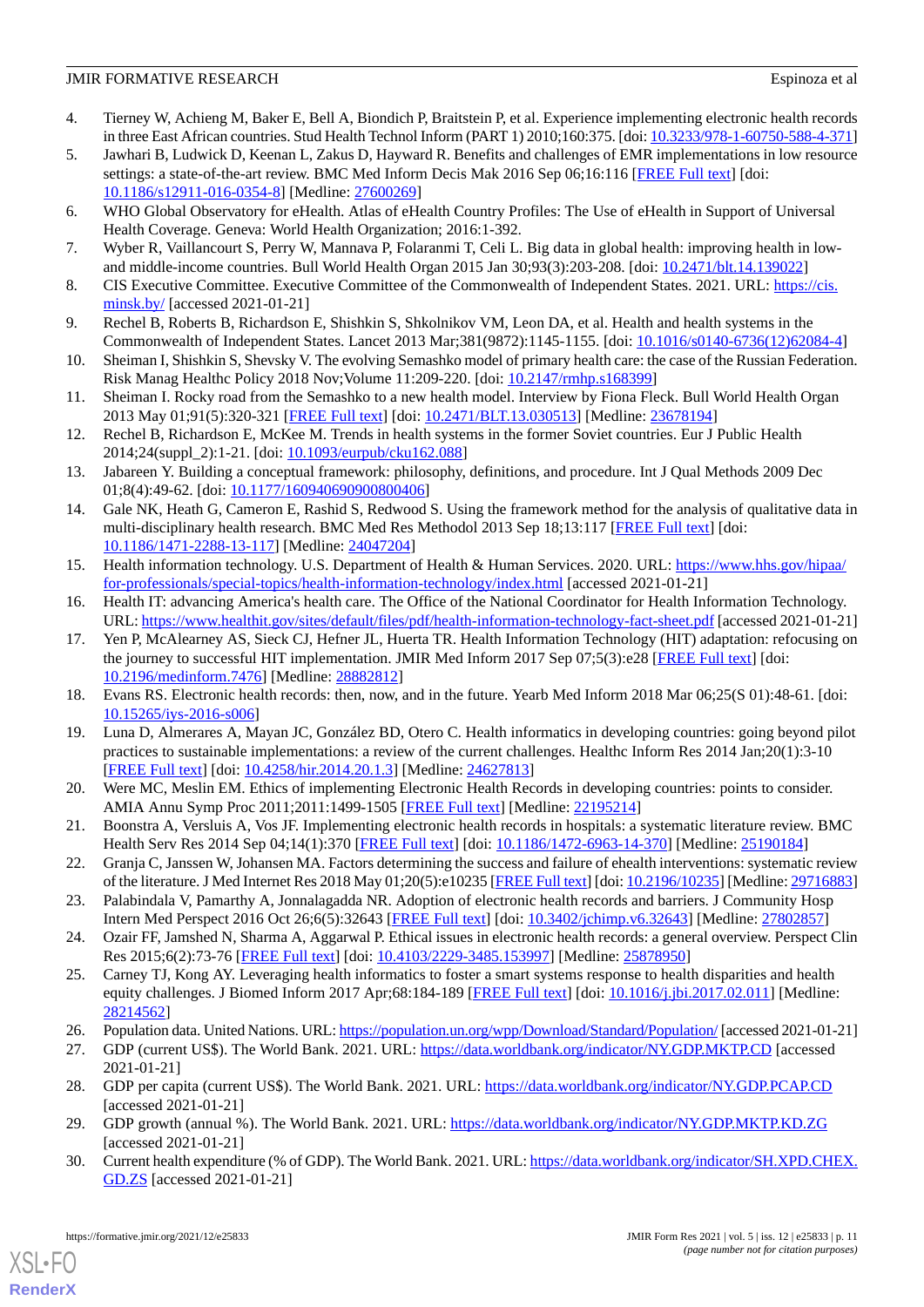4. Tierney W, Achieng M, Baker E, Bell A, Biondich P, Braitstein P, et al. Experience implementing electronic health records in three East African countries. Stud Health Technol Inform (PART 1) 2010;160:375. [doi: 10.3233/978-1-60750-588-4-371]
5. Jawhari B, Ludwick D, Keenan L, Zakus D, Hayward R. Benefits and challenges of EMR implementations in low resource settings: a state-of-the-art review. BMC Med Inform Decis Mak 2016 Sep 06;16:116 [FREE Full text] [doi: 10.1186/s12911-016-0354-8] [Medline: 27600269]
6. WHO Global Observatory for eHealth. Atlas of eHealth Country Profiles: The Use of eHealth in Support of Universal Health Coverage. Geneva: World Health Organization; 2016:1-392.
7. Wyber R, Vaillancourt S, Perry W, Mannava P, Folaranmi T, Celi L. Big data in global health: improving health in low- and middle-income countries. Bull World Health Organ 2015 Jan 30;93(3):203-208. [doi: 10.2471/blt.14.139022]
8. CIS Executive Committee. Executive Committee of the Commonwealth of Independent States. 2021. URL: https://cis.minsk.by/ [accessed 2021-01-21]
9. Rechel B, Roberts B, Richardson E, Shishkin S, Shkolnikov VM, Leon DA, et al. Health and health systems in the Commonwealth of Independent States. Lancet 2013 Mar;381(9872):1145-1155. [doi: 10.1016/s0140-6736(12)62084-4]
10. Sheiman I, Shishkin S, Shevsky V. The evolving Semashko model of primary health care: the case of the Russian Federation. Risk Manag Healthc Policy 2018 Nov;Volume 11:209-220. [doi: 10.2147/rmhp.s168399]
11. Sheiman I. Rocky road from the Semashko to a new health model. Interview by Fiona Fleck. Bull World Health Organ 2013 May 01;91(5):320-321 [FREE Full text] [doi: 10.2471/BLT.13.030513] [Medline: 23678194]
12. Rechel B, Richardson E, McKee M. Trends in health systems in the former Soviet countries. Eur J Public Health 2014;24(suppl_2):1-21. [doi: 10.1093/eurpub/cku162.088]
13. Jabareen Y. Building a conceptual framework: philosophy, definitions, and procedure. Int J Qual Methods 2009 Dec 01;8(4):49-62. [doi: 10.1177/160940690900800406]
14. Gale NK, Heath G, Cameron E, Rashid S, Redwood S. Using the framework method for the analysis of qualitative data in multi-disciplinary health research. BMC Med Res Methodol 2013 Sep 18;13:117 [FREE Full text] [doi: 10.1186/1471-2288-13-117] [Medline: 24047204]
15. Health information technology. U.S. Department of Health & Human Services. 2020. URL: https://www.hhs.gov/hipaa/for-professionals/special-topics/health-information-technology/index.html [accessed 2021-01-21]
16. Health IT: advancing America's health care. The Office of the National Coordinator for Health Information Technology. URL: https://www.healthit.gov/sites/default/files/pdf/health-information-technology-fact-sheet.pdf [accessed 2021-01-21]
17. Yen P, McAlearney AS, Sieck CJ, Hefner JL, Huerta TR. Health Information Technology (HIT) adaptation: refocusing on the journey to successful HIT implementation. JMIR Med Inform 2017 Sep 07;5(3):e28 [FREE Full text] [doi: 10.2196/medinform.7476] [Medline: 28882812]
18. Evans RS. Electronic health records: then, now, and in the future. Yearb Med Inform 2018 Mar 06;25(S 01):48-61. [doi: 10.15265/iys-2016-s006]
19. Luna D, Almerares A, Mayan JC, González BD, Otero C. Health informatics in developing countries: going beyond pilot practices to sustainable implementations: a review of the current challenges. Healthc Inform Res 2014 Jan;20(1):3-10 [FREE Full text] [doi: 10.4258/hir.2014.20.1.3] [Medline: 24627813]
20. Were MC, Meslin EM. Ethics of implementing Electronic Health Records in developing countries: points to consider. AMIA Annu Symp Proc 2011;2011:1499-1505 [FREE Full text] [Medline: 22195214]
21. Boonstra A, Versluis A, Vos JF. Implementing electronic health records in hospitals: a systematic literature review. BMC Health Serv Res 2014 Sep 04;14(1):370 [FREE Full text] [doi: 10.1186/1472-6963-14-370] [Medline: 25190184]
22. Granja C, Janssen W, Johansen MA. Factors determining the success and failure of ehealth interventions: systematic review of the literature. J Med Internet Res 2018 May 01;20(5):e10235 [FREE Full text] [doi: 10.2196/10235] [Medline: 29716883]
23. Palabindala V, Pamarthy A, Jonnalagadda NR. Adoption of electronic health records and barriers. J Community Hosp Intern Med Perspect 2016 Oct 26;6(5):32643 [FREE Full text] [doi: 10.3402/jchimp.v6.32643] [Medline: 27802857]
24. Ozair FF, Jamshed N, Sharma A, Aggarwal P. Ethical issues in electronic health records: a general overview. Perspect Clin Res 2015;6(2):73-76 [FREE Full text] [doi: 10.4103/2229-3485.153997] [Medline: 25878950]
25. Carney TJ, Kong AY. Leveraging health informatics to foster a smart systems response to health disparities and health equity challenges. J Biomed Inform 2017 Apr;68:184-189 [FREE Full text] [doi: 10.1016/j.jbi.2017.02.011] [Medline: 28214562]
26. Population data. United Nations. URL: https://population.un.org/wpp/Download/Standard/Population/ [accessed 2021-01-21]
27. GDP (current US$). The World Bank. 2021. URL: https://data.worldbank.org/indicator/NY.GDP.MKTP.CD [accessed 2021-01-21]
28. GDP per capita (current US$). The World Bank. 2021. URL: https://data.worldbank.org/indicator/NY.GDP.PCAP.CD [accessed 2021-01-21]
29. GDP growth (annual %). The World Bank. 2021. URL: https://data.worldbank.org/indicator/NY.GDP.MKTP.KD.ZG [accessed 2021-01-21]
30. Current health expenditure (% of GDP). The World Bank. 2021. URL: https://data.worldbank.org/indicator/SH.XPD.CHEX.GD.ZS [accessed 2021-01-21]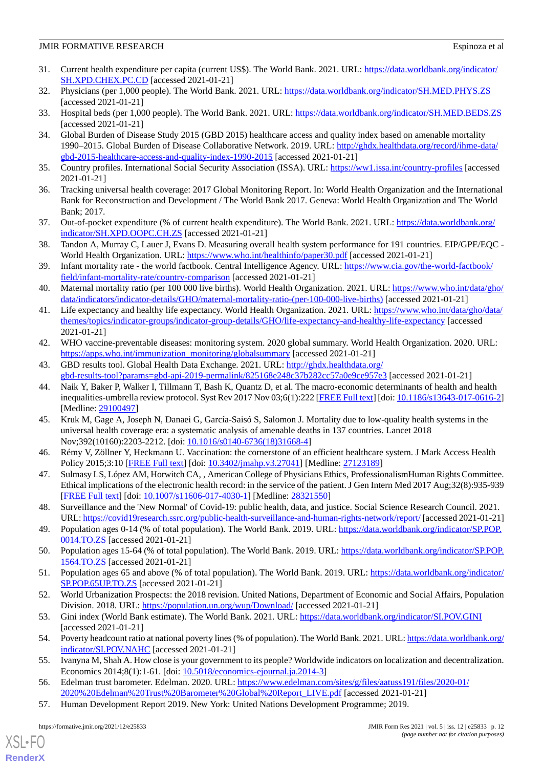31. Current health expenditure per capita (current US$). The World Bank. 2021. URL: https://data.worldbank.org/indicator/SH.XPD.CHEX.PC.CD [accessed 2021-01-21]
32. Physicians (per 1,000 people). The World Bank. 2021. URL: https://data.worldbank.org/indicator/SH.MED.PHYS.ZS [accessed 2021-01-21]
33. Hospital beds (per 1,000 people). The World Bank. 2021. URL: https://data.worldbank.org/indicator/SH.MED.BEDS.ZS [accessed 2021-01-21]
34. Global Burden of Disease Study 2015 (GBD 2015) healthcare access and quality index based on amenable mortality 1990–2015. Global Burden of Disease Collaborative Network. 2019. URL: http://ghdx.healthdata.org/record/ihme-data/gbd-2015-healthcare-access-and-quality-index-1990-2015 [accessed 2021-01-21]
35. Country profiles. International Social Security Association (ISSA). URL: https://ww1.issa.int/country-profiles [accessed 2021-01-21]
36. Tracking universal health coverage: 2017 Global Monitoring Report. In: World Health Organization and the International Bank for Reconstruction and Development / The World Bank 2017. Geneva: World Health Organization and The World Bank; 2017.
37. Out-of-pocket expenditure (% of current health expenditure). The World Bank. 2021. URL: https://data.worldbank.org/indicator/SH.XPD.OOPC.CH.ZS [accessed 2021-01-21]
38. Tandon A, Murray C, Lauer J, Evans D. Measuring overall health system performance for 191 countries. EIP/GPE/EQC - World Health Organization. URL: https://www.who.int/healthinfo/paper30.pdf [accessed 2021-01-21]
39. Infant mortality rate - the world factbook. Central Intelligence Agency. URL: https://www.cia.gov/the-world-factbook/field/infant-mortality-rate/country-comparison [accessed 2021-01-21]
40. Maternal mortality ratio (per 100 000 live births). World Health Organization. 2021. URL: https://www.who.int/data/gho/data/indicators/indicator-details/GHO/maternal-mortality-ratio-(per-100-000-live-births) [accessed 2021-01-21]
41. Life expectancy and healthy life expectancy. World Health Organization. 2021. URL: https://www.who.int/data/gho/data/themes/topics/indicator-groups/indicator-group-details/GHO/life-expectancy-and-healthy-life-expectancy [accessed 2021-01-21]
42. WHO vaccine-preventable diseases: monitoring system. 2020 global summary. World Health Organization. 2020. URL: https://apps.who.int/immunization_monitoring/globalsummary [accessed 2021-01-21]
43. GBD results tool. Global Health Data Exchange. 2021. URL: http://ghdx.healthdata.org/gbd-results-tool?params=gbd-api-2019-permalink/825168e248c37b282cc57a0e9ce957e3 [accessed 2021-01-21]
44. Naik Y, Baker P, Walker I, Tillmann T, Bash K, Quantz D, et al. The macro-economic determinants of health and health inequalities-umbrella review protocol. Syst Rev 2017 Nov 03;6(1):222 [FREE Full text] [doi: 10.1186/s13643-017-0616-2] [Medline: 29100497]
45. Kruk M, Gage A, Joseph N, Danaei G, García-Saisó S, Salomon J. Mortality due to low-quality health systems in the universal health coverage era: a systematic analysis of amenable deaths in 137 countries. Lancet 2018 Nov;392(10160):2203-2212. [doi: 10.1016/s0140-6736(18)31668-4]
46. Rémy V, Zöllner Y, Heckmann U. Vaccination: the cornerstone of an efficient healthcare system. J Mark Access Health Policy 2015;3:10 [FREE Full text] [doi: 10.3402/jmahp.v3.27041] [Medline: 27123189]
47. Sulmasy LS, López AM, Horwitch CA, , American College of Physicians Ethics, ProfessionalismHuman Rights Committee. Ethical implications of the electronic health record: in the service of the patient. J Gen Intern Med 2017 Aug;32(8):935-939 [FREE Full text] [doi: 10.1007/s11606-017-4030-1] [Medline: 28321550]
48. Surveillance and the 'New Normal' of Covid-19: public health, data, and justice. Social Science Research Council. 2021. URL: https://covid19research.ssrc.org/public-health-surveillance-and-human-rights-network/report/ [accessed 2021-01-21]
49. Population ages 0-14 (% of total population). The World Bank. 2019. URL: https://data.worldbank.org/indicator/SP.POP.0014.TO.ZS [accessed 2021-01-21]
50. Population ages 15-64 (% of total population). The World Bank. 2019. URL: https://data.worldbank.org/indicator/SP.POP.1564.TO.ZS [accessed 2021-01-21]
51. Population ages 65 and above (% of total population). The World Bank. 2019. URL: https://data.worldbank.org/indicator/SP.POP.65UP.TO.ZS [accessed 2021-01-21]
52. World Urbanization Prospects: the 2018 revision. United Nations, Department of Economic and Social Affairs, Population Division. 2018. URL: https://population.un.org/wup/Download/ [accessed 2021-01-21]
53. Gini index (World Bank estimate). The World Bank. 2021. URL: https://data.worldbank.org/indicator/SI.POV.GINI [accessed 2021-01-21]
54. Poverty headcount ratio at national poverty lines (% of population). The World Bank. 2021. URL: https://data.worldbank.org/indicator/SI.POV.NAHC [accessed 2021-01-21]
55. Ivanyna M, Shah A. How close is your government to its people? Worldwide indicators on localization and decentralization. Economics 2014;8(1):1-61. [doi: 10.5018/economics-ejournal.ja.2014-3]
56. Edelman trust barometer. Edelman. 2020. URL: https://www.edelman.com/sites/g/files/aatuss191/files/2020-01/2020%20Edelman%20Trust%20Barometer%20Global%20Report_LIVE.pdf [accessed 2021-01-21]
57. Human Development Report 2019. New York: United Nations Development Programme; 2019.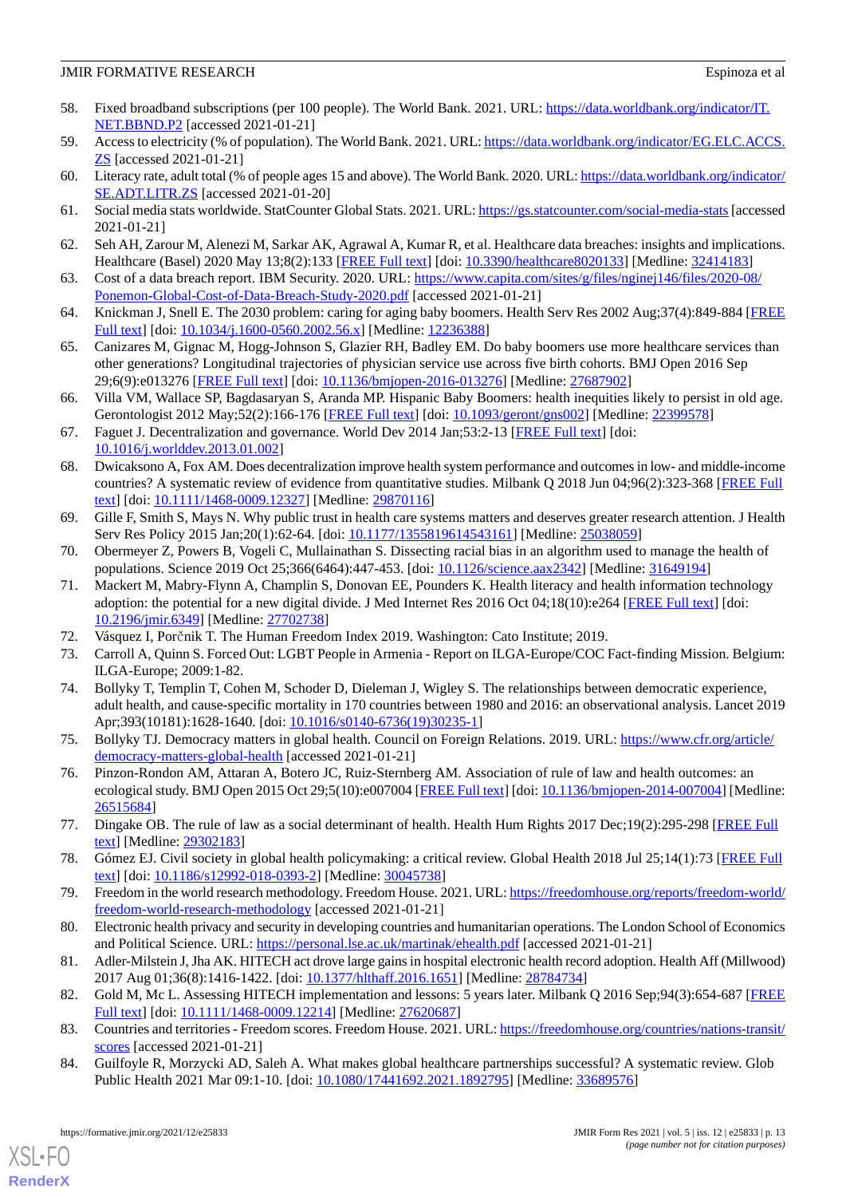58. Fixed broadband subscriptions (per 100 people). The World Bank. 2021. URL: https://data.worldbank.org/indicator/IT.NET.BBND.P2 [accessed 2021-01-21]
59. Access to electricity (% of population). The World Bank. 2021. URL: https://data.worldbank.org/indicator/EG.ELC.ACCS.ZS [accessed 2021-01-21]
60. Literacy rate, adult total (% of people ages 15 and above). The World Bank. 2020. URL: https://data.worldbank.org/indicator/SE.ADT.LITR.ZS [accessed 2021-01-20]
61. Social media stats worldwide. StatCounter Global Stats. 2021. URL: https://gs.statcounter.com/social-media-stats [accessed 2021-01-21]
62. Seh AH, Zarour M, Alenezi M, Sarkar AK, Agrawal A, Kumar R, et al. Healthcare data breaches: insights and implications. Healthcare (Basel) 2020 May 13;8(2):133 [FREE Full text] [doi: 10.3390/healthcare8020133] [Medline: 32414183]
63. Cost of a data breach report. IBM Security. 2020. URL: https://www.capita.com/sites/g/files/nginej146/files/2020-08/Ponemon-Global-Cost-of-Data-Breach-Study-2020.pdf [accessed 2021-01-21]
64. Knickman J, Snell E. The 2030 problem: caring for aging baby boomers. Health Serv Res 2002 Aug;37(4):849-884 [FREE Full text] [doi: 10.1034/j.1600-0560.2002.56.x] [Medline: 12236388]
65. Canizares M, Gignac M, Hogg-Johnson S, Glazier RH, Badley EM. Do baby boomers use more healthcare services than other generations? Longitudinal trajectories of physician service use across five birth cohorts. BMJ Open 2016 Sep 29;6(9):e013276 [FREE Full text] [doi: 10.1136/bmjopen-2016-013276] [Medline: 27687902]
66. Villa VM, Wallace SP, Bagdasaryan S, Aranda MP. Hispanic Baby Boomers: health inequities likely to persist in old age. Gerontologist 2012 May;52(2):166-176 [FREE Full text] [doi: 10.1093/geront/gns002] [Medline: 22399578]
67. Faguet J. Decentralization and governance. World Dev 2014 Jan;53:2-13 [FREE Full text] [doi: 10.1016/j.worlddev.2013.01.002]
68. Dwicaksono A, Fox AM. Does decentralization improve health system performance and outcomes in low- and middle-income countries? A systematic review of evidence from quantitative studies. Milbank Q 2018 Jun 04;96(2):323-368 [FREE Full text] [doi: 10.1111/1468-0009.12327] [Medline: 29870116]
69. Gille F, Smith S, Mays N. Why public trust in health care systems matters and deserves greater research attention. J Health Serv Res Policy 2015 Jan;20(1):62-64. [doi: 10.1177/1355819614543161] [Medline: 25038059]
70. Obermeyer Z, Powers B, Vogeli C, Mullainathan S. Dissecting racial bias in an algorithm used to manage the health of populations. Science 2019 Oct 25;366(6464):447-453. [doi: 10.1126/science.aax2342] [Medline: 31649194]
71. Mackert M, Mabry-Flynn A, Champlin S, Donovan EE, Pounders K. Health literacy and health information technology adoption: the potential for a new digital divide. J Med Internet Res 2016 Oct 04;18(10):e264 [FREE Full text] [doi: 10.2196/jmir.6349] [Medline: 27702738]
72. Vásquez I, Porčnik T. The Human Freedom Index 2019. Washington: Cato Institute; 2019.
73. Carroll A, Quinn S. Forced Out: LGBT People in Armenia - Report on ILGA-Europe/COC Fact-finding Mission. Belgium: ILGA-Europe; 2009:1-82.
74. Bollyky T, Templin T, Cohen M, Schoder D, Dieleman J, Wigley S. The relationships between democratic experience, adult health, and cause-specific mortality in 170 countries between 1980 and 2016: an observational analysis. Lancet 2019 Apr;393(10181):1628-1640. [doi: 10.1016/s0140-6736(19)30235-1]
75. Bollyky TJ. Democracy matters in global health. Council on Foreign Relations. 2019. URL: https://www.cfr.org/article/democracy-matters-global-health [accessed 2021-01-21]
76. Pinzon-Rondon AM, Attaran A, Botero JC, Ruiz-Sternberg AM. Association of rule of law and health outcomes: an ecological study. BMJ Open 2015 Oct 29;5(10):e007004 [FREE Full text] [doi: 10.1136/bmjopen-2014-007004] [Medline: 26515684]
77. Dingake OB. The rule of law as a social determinant of health. Health Hum Rights 2017 Dec;19(2):295-298 [FREE Full text] [Medline: 29302183]
78. Gómez EJ. Civil society in global health policymaking: a critical review. Global Health 2018 Jul 25;14(1):73 [FREE Full text] [doi: 10.1186/s12992-018-0393-2] [Medline: 30045738]
79. Freedom in the world research methodology. Freedom House. 2021. URL: https://freedomhouse.org/reports/freedom-world/freedom-world-research-methodology [accessed 2021-01-21]
80. Electronic health privacy and security in developing countries and humanitarian operations. The London School of Economics and Political Science. URL: https://personal.lse.ac.uk/martinak/ehealth.pdf [accessed 2021-01-21]
81. Adler-Milstein J, Jha AK. HITECH act drove large gains in hospital electronic health record adoption. Health Aff (Millwood) 2017 Aug 01;36(8):1416-1422. [doi: 10.1377/hlthaff.2016.1651] [Medline: 28784734]
82. Gold M, Mc L. Assessing HITECH implementation and lessons: 5 years later. Milbank Q 2016 Sep;94(3):654-687 [FREE Full text] [doi: 10.1111/1468-0009.12214] [Medline: 27620687]
83. Countries and territories - Freedom scores. Freedom House. 2021. URL: https://freedomhouse.org/countries/nations-transit/scores [accessed 2021-01-21]
84. Guilfoyle R, Morzycki AD, Saleh A. What makes global healthcare partnerships successful? A systematic review. Glob Public Health 2021 Mar 09:1-10. [doi: 10.1080/17441692.2021.1892795] [Medline: 33689576]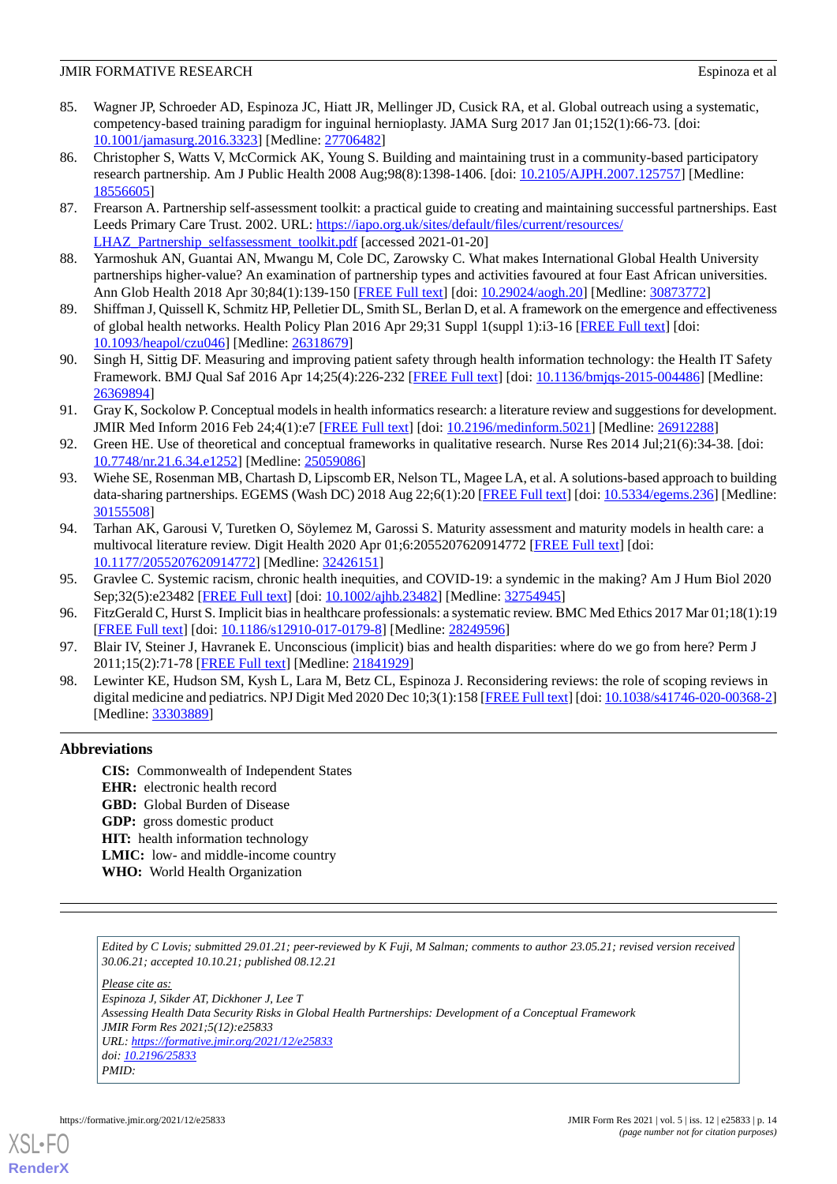85. Wagner JP, Schroeder AD, Espinoza JC, Hiatt JR, Mellinger JD, Cusick RA, et al. Global outreach using a systematic, competency-based training paradigm for inguinal hernioplasty. JAMA Surg 2017 Jan 01;152(1):66-73. [doi: 10.1001/jamasurg.2016.3323] [Medline: 27706482]
86. Christopher S, Watts V, McCormick AK, Young S. Building and maintaining trust in a community-based participatory research partnership. Am J Public Health 2008 Aug;98(8):1398-1406. [doi: 10.2105/AJPH.2007.125757] [Medline: 18556605]
87. Frearson A. Partnership self-assessment toolkit: a practical guide to creating and maintaining successful partnerships. East Leeds Primary Care Trust. 2002. URL: https://iapo.org.uk/sites/default/files/current/resources/LHAZ_Partnership_selfassessment_toolkit.pdf [accessed 2021-01-20]
88. Yarmoshuk AN, Guantai AN, Mwangu M, Cole DC, Zarowsky C. What makes International Global Health University partnerships higher-value? An examination of partnership types and activities favoured at four East African universities. Ann Glob Health 2018 Apr 30;84(1):139-150 [FREE Full text] [doi: 10.29024/aogh.20] [Medline: 30873772]
89. Shiffman J, Quissell K, Schmitz HP, Pelletier DL, Smith SL, Berlan D, et al. A framework on the emergence and effectiveness of global health networks. Health Policy Plan 2016 Apr 29;31 Suppl 1(suppl 1):i3-16 [FREE Full text] [doi: 10.1093/heapol/czu046] [Medline: 26318679]
90. Singh H, Sittig DF. Measuring and improving patient safety through health information technology: the Health IT Safety Framework. BMJ Qual Saf 2016 Apr 14;25(4):226-232 [FREE Full text] [doi: 10.1136/bmjqs-2015-004486] [Medline: 26369894]
91. Gray K, Sockolow P. Conceptual models in health informatics research: a literature review and suggestions for development. JMIR Med Inform 2016 Feb 24;4(1):e7 [FREE Full text] [doi: 10.2196/medinform.5021] [Medline: 26912288]
92. Green HE. Use of theoretical and conceptual frameworks in qualitative research. Nurse Res 2014 Jul;21(6):34-38. [doi: 10.7748/nr.21.6.34.e1252] [Medline: 25059086]
93. Wiehe SE, Rosenman MB, Chartash D, Lipscomb ER, Nelson TL, Magee LA, et al. A solutions-based approach to building data-sharing partnerships. EGEMS (Wash DC) 2018 Aug 22;6(1):20 [FREE Full text] [doi: 10.5334/egems.236] [Medline: 30155508]
94. Tarhan AK, Garousi V, Turetken O, Söylemez M, Garossi S. Maturity assessment and maturity models in health care: a multivocal literature review. Digit Health 2020 Apr 01;6:2055207620914772 [FREE Full text] [doi: 10.1177/2055207620914772] [Medline: 32426151]
95. Gravlee C. Systemic racism, chronic health inequities, and COVID-19: a syndemic in the making? Am J Hum Biol 2020 Sep;32(5):e23482 [FREE Full text] [doi: 10.1002/ajhb.23482] [Medline: 32754945]
96. FitzGerald C, Hurst S. Implicit bias in healthcare professionals: a systematic review. BMC Med Ethics 2017 Mar 01;18(1):19 [FREE Full text] [doi: 10.1186/s12910-017-0179-8] [Medline: 28249596]
97. Blair IV, Steiner J, Havranek E. Unconscious (implicit) bias and health disparities: where do we go from here? Perm J 2011;15(2):71-78 [FREE Full text] [Medline: 21841929]
98. Lewinter KE, Hudson SM, Kysh L, Lara M, Betz CL, Espinoza J. Reconsidering reviews: the role of scoping reviews in digital medicine and pediatrics. NPJ Digit Med 2020 Dec 10;3(1):158 [FREE Full text] [doi: 10.1038/s41746-020-00368-2] [Medline: 33303889]

## Abbreviations

**CIS:** Commonwealth of Independent States
**EHR:** electronic health record
**GBD:** Global Burden of Disease
**GDP:** gross domestic product
**HIT:** health information technology
**LMIC:** low- and middle-income country
**WHO:** World Health Organization

*Edited by C Lovis; submitted 29.01.21; peer-reviewed by K Fuji, M Salman; comments to author 23.05.21; revised version received 30.06.21; accepted 10.10.21; published 08.12.21*

*Please cite as:*
*Espinoza J, Sikder AT, Dickhoner J, Lee T*
*Assessing Health Data Security Risks in Global Health Partnerships: Development of a Conceptual Framework*
*JMIR Form Res 2021;5(12):e25833*
*URL: https://formative.jmir.org/2021/12/e25833*
*doi: 10.2196/25833*
*PMID:*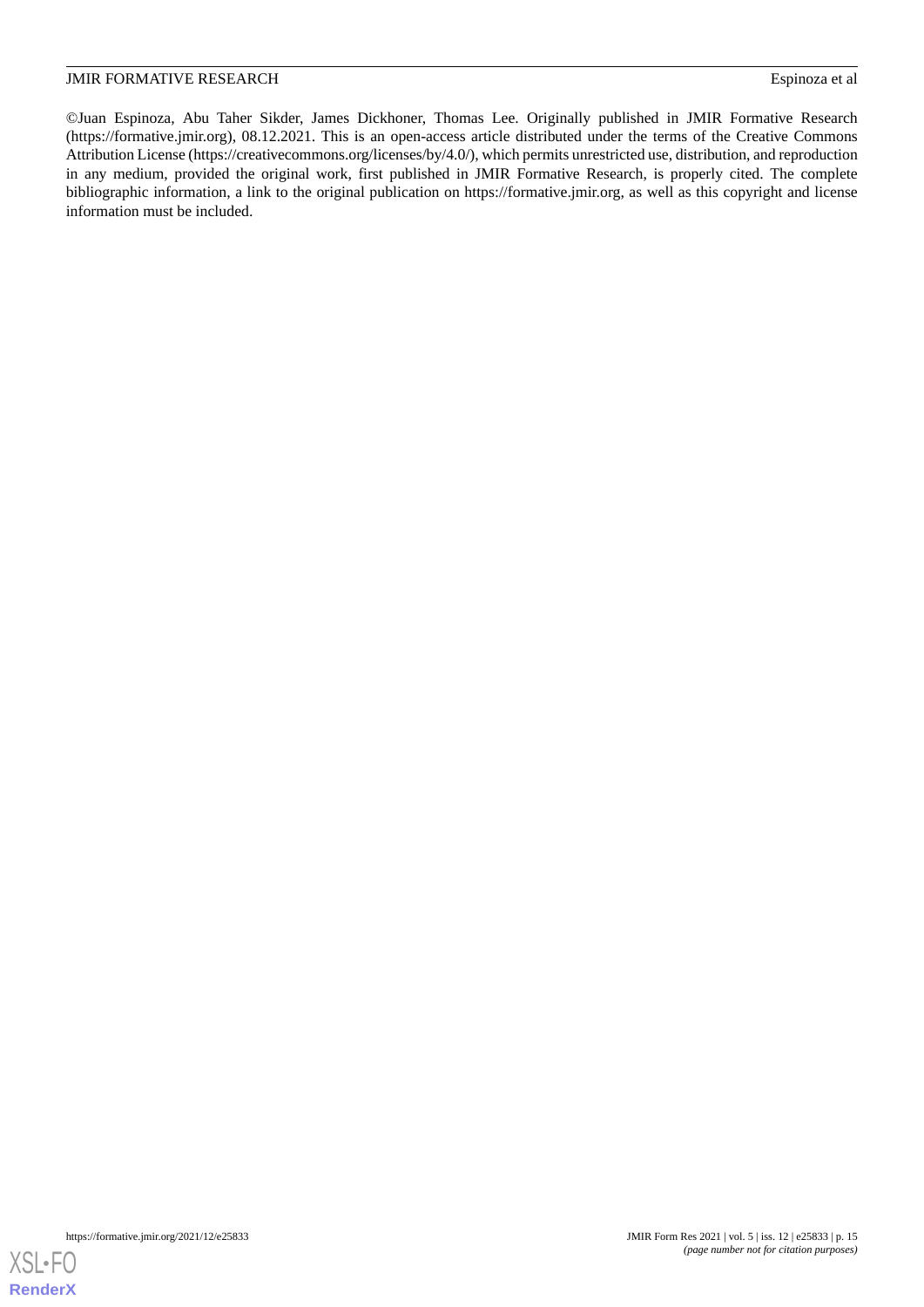©Juan Espinoza, Abu Taher Sikder, James Dickhoner, Thomas Lee. Originally published in JMIR Formative Research (https://formative.jmir.org), 08.12.2021. This is an open-access article distributed under the terms of the Creative Commons Attribution License (https://creativecommons.org/licenses/by/4.0/), which permits unrestricted use, distribution, and reproduction in any medium, provided the original work, first published in JMIR Formative Research, is properly cited. The complete bibliographic information, a link to the original publication on https://formative.jmir.org, as well as this copyright and license information must be included.